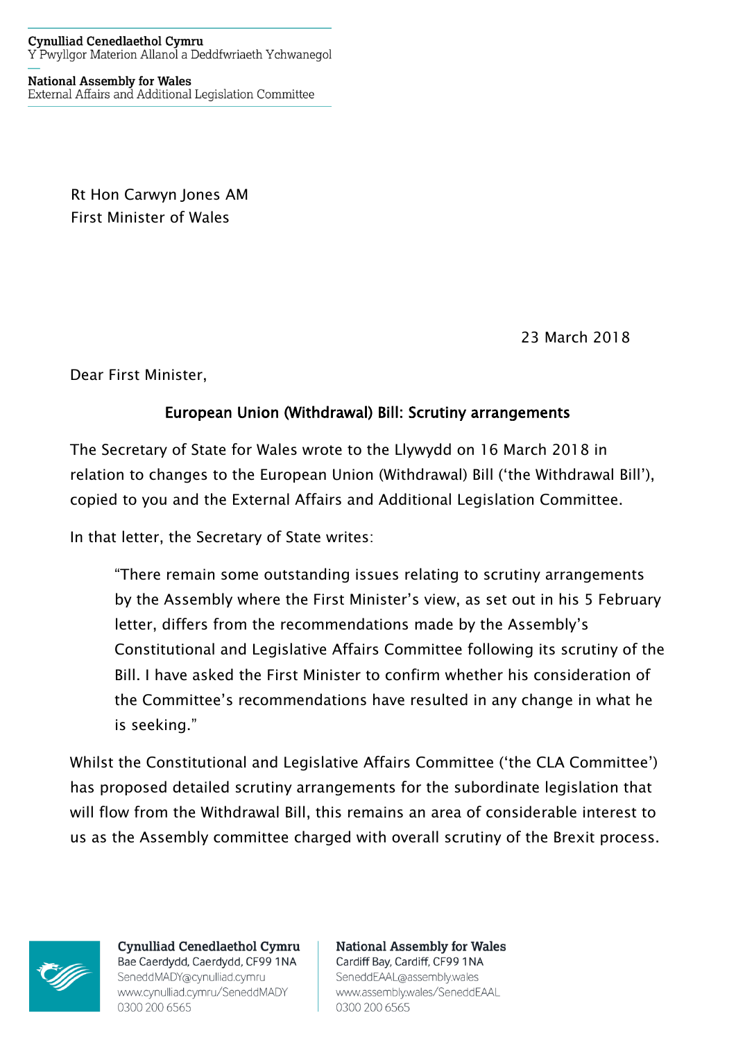Cynulliad Cenedlaethol Cymru
Y Pwyllgor Materion Allanol a Deddfwriaeth Ychwanegol

National Assembly for Wales
External Affairs and Additional Legislation Committee

Rt Hon Carwyn Jones AM
First Minister of Wales

23 March 2018

Dear First Minister,

**European Union (Withdrawal) Bill: Scrutiny arrangements**

The Secretary of State for Wales wrote to the Llywydd on 16 March 2018 in relation to changes to the European Union (Withdrawal) Bill ('the Withdrawal Bill'), copied to you and the External Affairs and Additional Legislation Committee.

In that letter, the Secretary of State writes:

> "There remain some outstanding issues relating to scrutiny arrangements by the Assembly where the First Minister's view, as set out in his 5 February letter, differs from the recommendations made by the Assembly's Constitutional and Legislative Affairs Committee following its scrutiny of the Bill. I have asked the First Minister to confirm whether his consideration of the Committee's recommendations have resulted in any change in what he is seeking."

Whilst the Constitutional and Legislative Affairs Committee ('the CLA Committee') has proposed detailed scrutiny arrangements for the subordinate legislation that will flow from the Withdrawal Bill, this remains an area of considerable interest to us as the Assembly committee charged with overall scrutiny of the Brexit process.

Cynulliad Cenedlaethol Cymru
Bae Caerdydd, Caerdydd, CF99 1NA
SeneddMADY@cynulliad.cymru
www.cynulliad.cymru/SeneddMADY
0300 200 6565

National Assembly for Wales
Cardiff Bay, Cardiff, CF99 1NA
SeneddEAAL@assembly.wales
www.assembly.wales/SeneddEAAL
0300 200 6565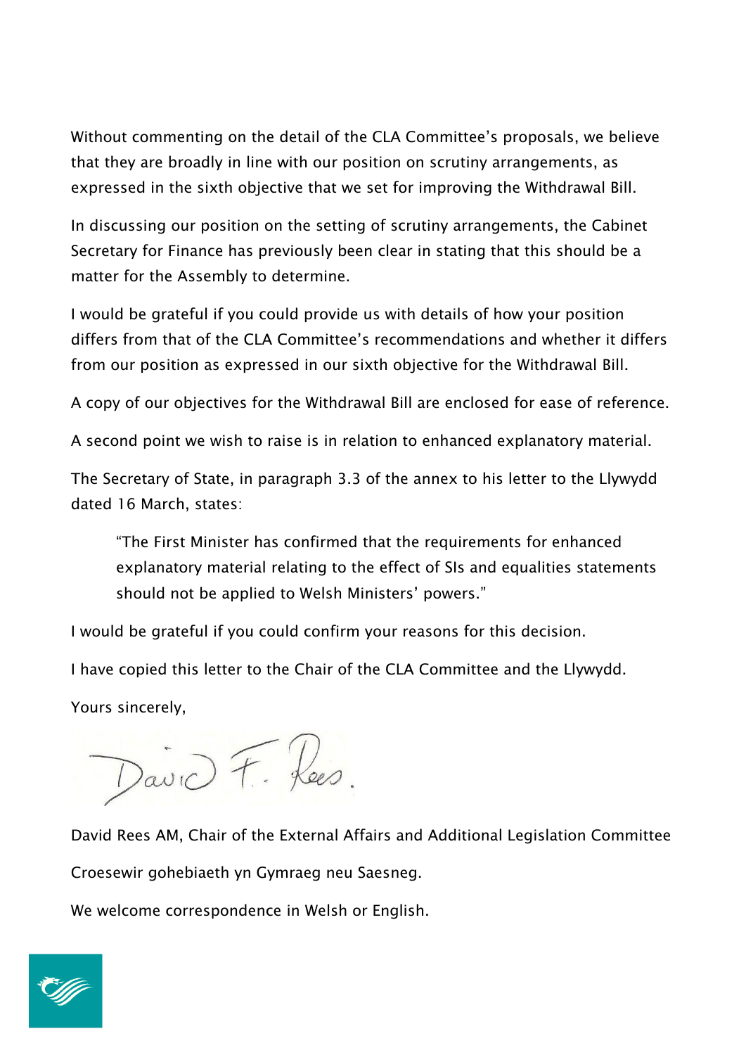Without commenting on the detail of the CLA Committee's proposals, we believe that they are broadly in line with our position on scrutiny arrangements, as expressed in the sixth objective that we set for improving the Withdrawal Bill.

In discussing our position on the setting of scrutiny arrangements, the Cabinet Secretary for Finance has previously been clear in stating that this should be a matter for the Assembly to determine.

I would be grateful if you could provide us with details of how your position differs from that of the CLA Committee's recommendations and whether it differs from our position as expressed in our sixth objective for the Withdrawal Bill.

A copy of our objectives for the Withdrawal Bill are enclosed for ease of reference.

A second point we wish to raise is in relation to enhanced explanatory material.

The Secretary of State, in paragraph 3.3 of the annex to his letter to the Llywydd dated 16 March, states:

> "The First Minister has confirmed that the requirements for enhanced explanatory material relating to the effect of SIs and equalities statements should not be applied to Welsh Ministers' powers."

I would be grateful if you could confirm your reasons for this decision.

I have copied this letter to the Chair of the CLA Committee and the Llywydd.

Yours sincerely,

David F. Rees.

David Rees AM, Chair of the External Affairs and Additional Legislation Committee

Croesewir gohebiaeth yn Gymraeg neu Saesneg.

We welcome correspondence in Welsh or English.